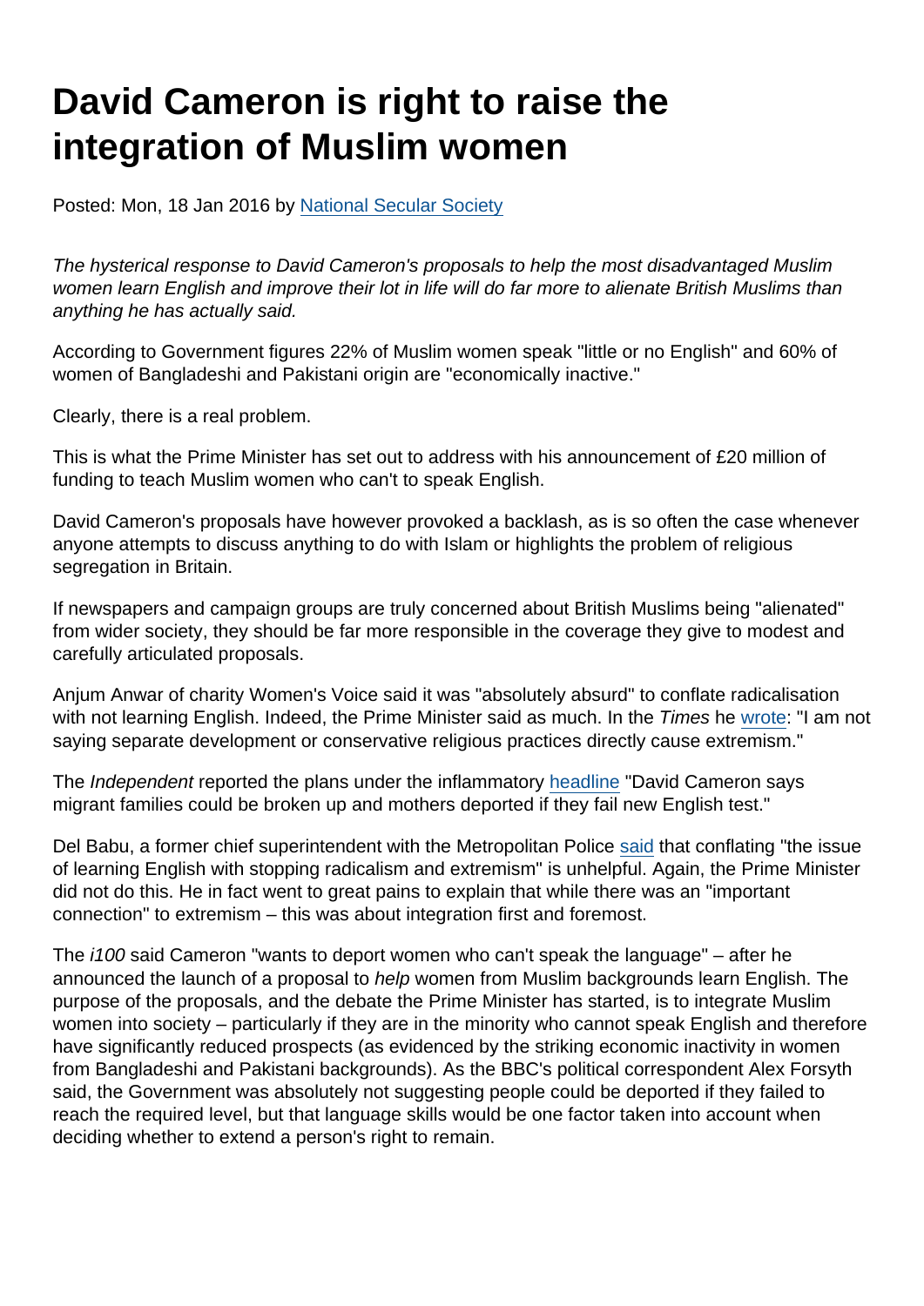# David Cameron is right to raise the integration of Muslim women

Posted: Mon, 18 Jan 2016 by National Secular Society

*The hysterical response to David Cameron's proposals to help the most disadvantaged Muslim women learn English and improve their lot in life will do far more to alienate British Muslims than anything he has actually said.*

According to Government figures 22% of Muslim women speak "little or no English" and 60% of women of Bangladeshi and Pakistani origin are "economically inactive."

Clearly, there is a real problem.

This is what the Prime Minister has set out to address with his announcement of £20 million of funding to teach Muslim women who can't to speak English.

David Cameron's proposals have however provoked a backlash, as is so often the case whenever anyone attempts to discuss anything to do with Islam or highlights the problem of religious segregation in Britain.

If newspapers and campaign groups are truly concerned about British Muslims being "alienated" from wider society, they should be far more responsible in the coverage they give to modest and carefully articulated proposals.

Anjum Anwar of charity Women's Voice said it was "absolutely absurd" to conflate radicalisation with not learning English. Indeed, the Prime Minister said as much. In the *Times* he wrote: "I am not saying separate development or conservative religious practices directly cause extremism."

The *Independent* reported the plans under the inflammatory headline "David Cameron says migrant families could be broken up and mothers deported if they fail new English test."

Del Babu, a former chief superintendent with the Metropolitan Police said that conflating "the issue of learning English with stopping radicalism and extremism" is unhelpful. Again, the Prime Minister did not do this. He in fact went to great pains to explain that while there was an "important connection" to extremism – this was about integration first and foremost.

The *i100* said Cameron "wants to deport women who can't speak the language" – after he announced the launch of a proposal to *help* women from Muslim backgrounds learn English. The purpose of the proposals, and the debate the Prime Minister has started, is to integrate Muslim women into society – particularly if they are in the minority who cannot speak English and therefore have significantly reduced prospects (as evidenced by the striking economic inactivity in women from Bangladeshi and Pakistani backgrounds). As the BBC's political correspondent Alex Forsyth said, the Government was absolutely not suggesting people could be deported if they failed to reach the required level, but that language skills would be one factor taken into account when deciding whether to extend a person's right to remain.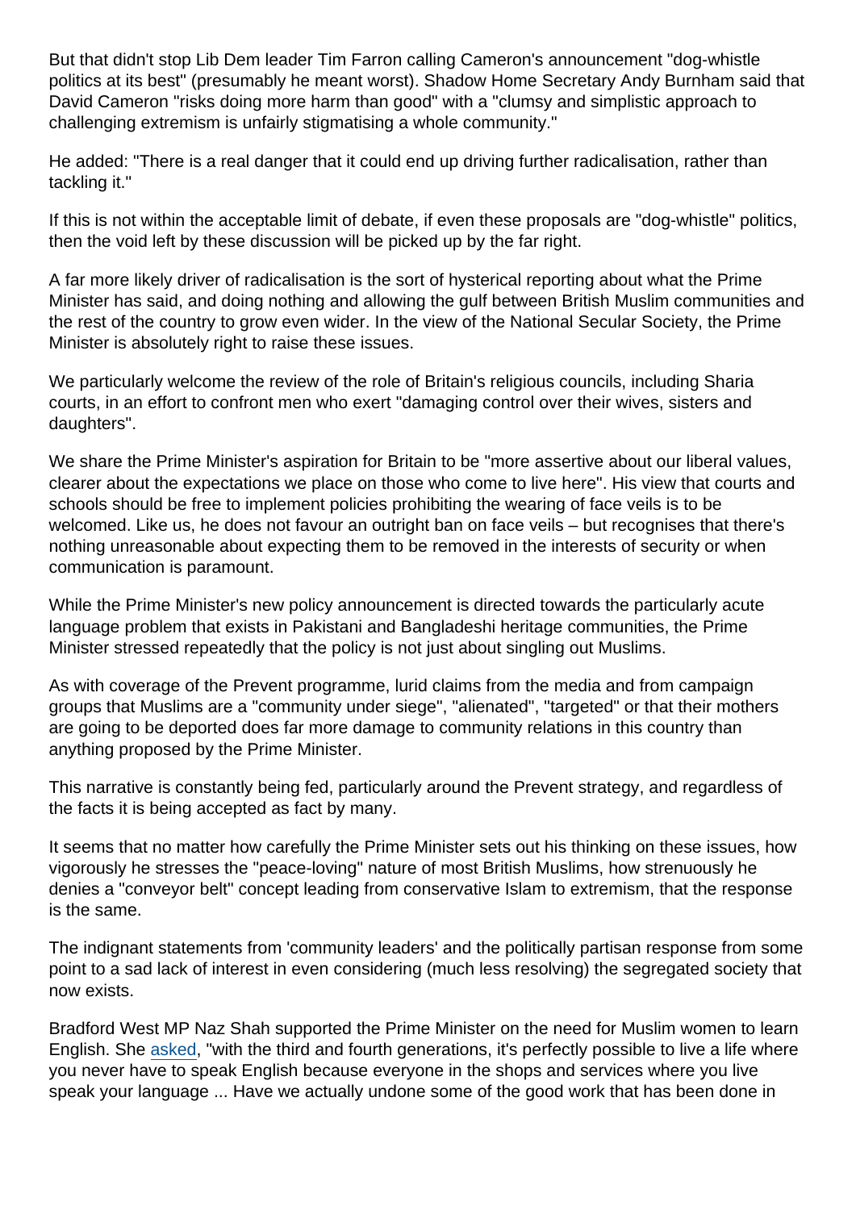But that didn't stop Lib Dem leader Tim Farron calling Cameron's announcement "dog-whistle politics at its best" (presumably he meant worst). Shadow Home Secretary Andy Burnham said that David Cameron "risks doing more harm than good" with a "clumsy and simplistic approach to challenging extremism is unfairly stigmatising a whole community."

He added: "There is a real danger that it could end up driving further radicalisation, rather than tackling it."

If this is not within the acceptable limit of debate, if even these proposals are "dog-whistle" politics, then the void left by these discussion will be picked up by the far right.

A far more likely driver of radicalisation is the sort of hysterical reporting about what the Prime Minister has said, and doing nothing and allowing the gulf between British Muslim communities and the rest of the country to grow even wider. In the view of the National Secular Society, the Prime Minister is absolutely right to raise these issues.

We particularly welcome the review of the role of Britain's religious councils, including Sharia courts, in an effort to confront men who exert "damaging control over their wives, sisters and daughters".

We share the Prime Minister's aspiration for Britain to be "more assertive about our liberal values, clearer about the expectations we place on those who come to live here". His view that courts and schools should be free to implement policies prohibiting the wearing of face veils is to be welcomed. Like us, he does not favour an outright ban on face veils – but recognises that there's nothing unreasonable about expecting them to be removed in the interests of security or when communication is paramount.

While the Prime Minister's new policy announcement is directed towards the particularly acute language problem that exists in Pakistani and Bangladeshi heritage communities, the Prime Minister stressed repeatedly that the policy is not just about singling out Muslims.

As with coverage of the Prevent programme, lurid claims from the media and from campaign groups that Muslims are a "community under siege", "alienated", "targeted" or that their mothers are going to be deported does far more damage to community relations in this country than anything proposed by the Prime Minister.

This narrative is constantly being fed, particularly around the Prevent strategy, and regardless of the facts it is being accepted as fact by many.

It seems that no matter how carefully the Prime Minister sets out his thinking on these issues, how vigorously he stresses the "peace-loving" nature of most British Muslims, how strenuously he denies a "conveyor belt" concept leading from conservative Islam to extremism, that the response is the same.

The indignant statements from 'community leaders' and the politically partisan response from some point to a sad lack of interest in even considering (much less resolving) the segregated society that now exists.

Bradford West MP Naz Shah supported the Prime Minister on the need for Muslim women to learn English. She asked, "with the third and fourth generations, it's perfectly possible to live a life where you never have to speak English because everyone in the shops and services where you live speak your language ... Have we actually undone some of the good work that has been done in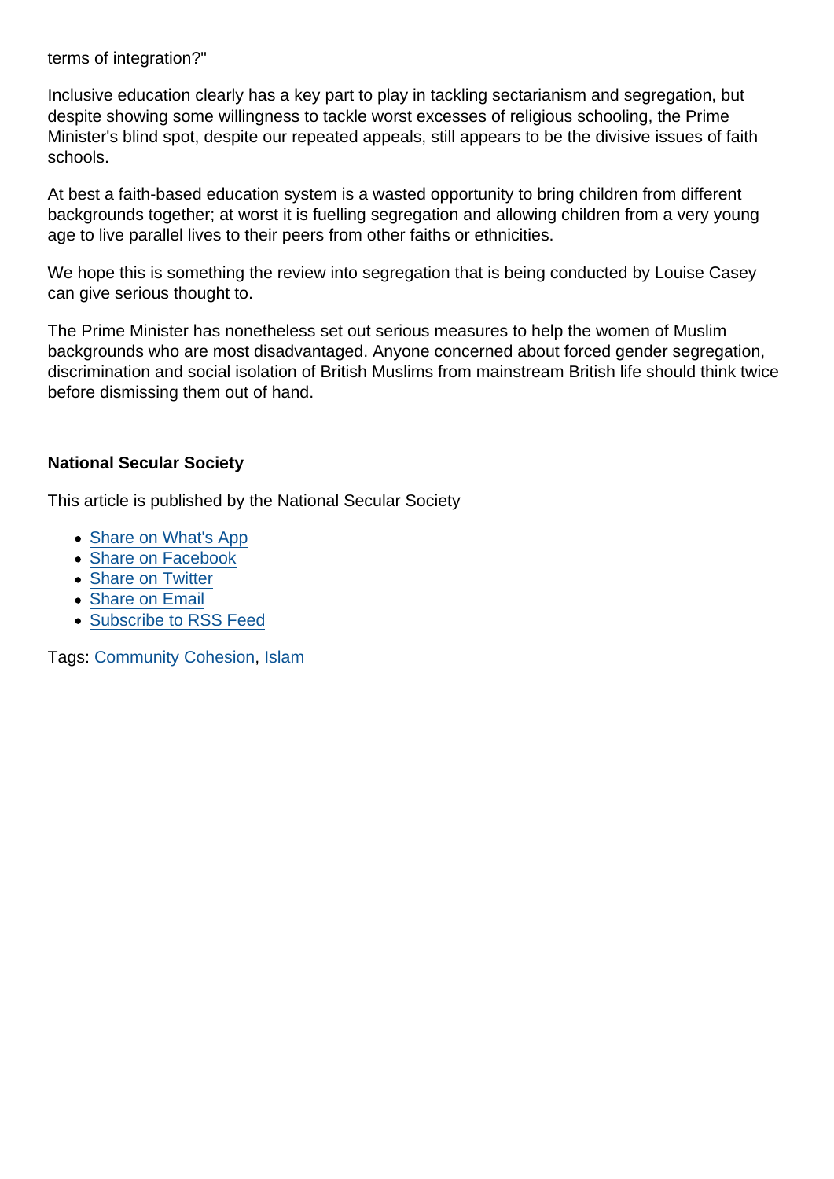terms of integration?"

Inclusive education clearly has a key part to play in tackling sectarianism and segregation, but despite showing some willingness to tackle worst excesses of religious schooling, the Prime Minister's blind spot, despite our repeated appeals, still appears to be the divisive issues of faith schools.

At best a faith-based education system is a wasted opportunity to bring children from different backgrounds together; at worst it is fuelling segregation and allowing children from a very young age to live parallel lives to their peers from other faiths or ethnicities.

We hope this is something the review into segregation that is being conducted by Louise Casey can give serious thought to.

The Prime Minister has nonetheless set out serious measures to help the women of Muslim backgrounds who are most disadvantaged. Anyone concerned about forced gender segregation, discrimination and social isolation of British Muslims from mainstream British life should think twice before dismissing them out of hand.

**National Secular Society**

This article is published by the National Secular Society

- Share on What's App
- Share on Facebook
- Share on Twitter
- Share on Email
- Subscribe to RSS Feed

Tags: Community Cohesion, Islam